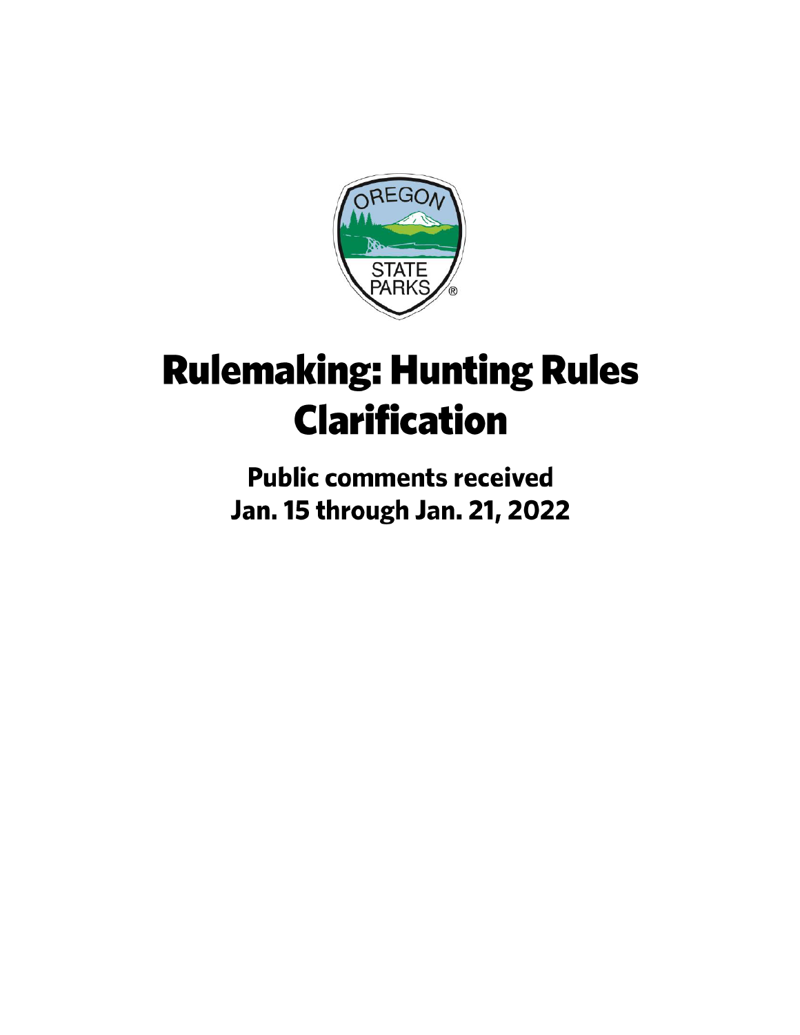# Rulemaking: Hunting Rules Clarification

## Public comments received Jan. 15 through Jan. 21, 2022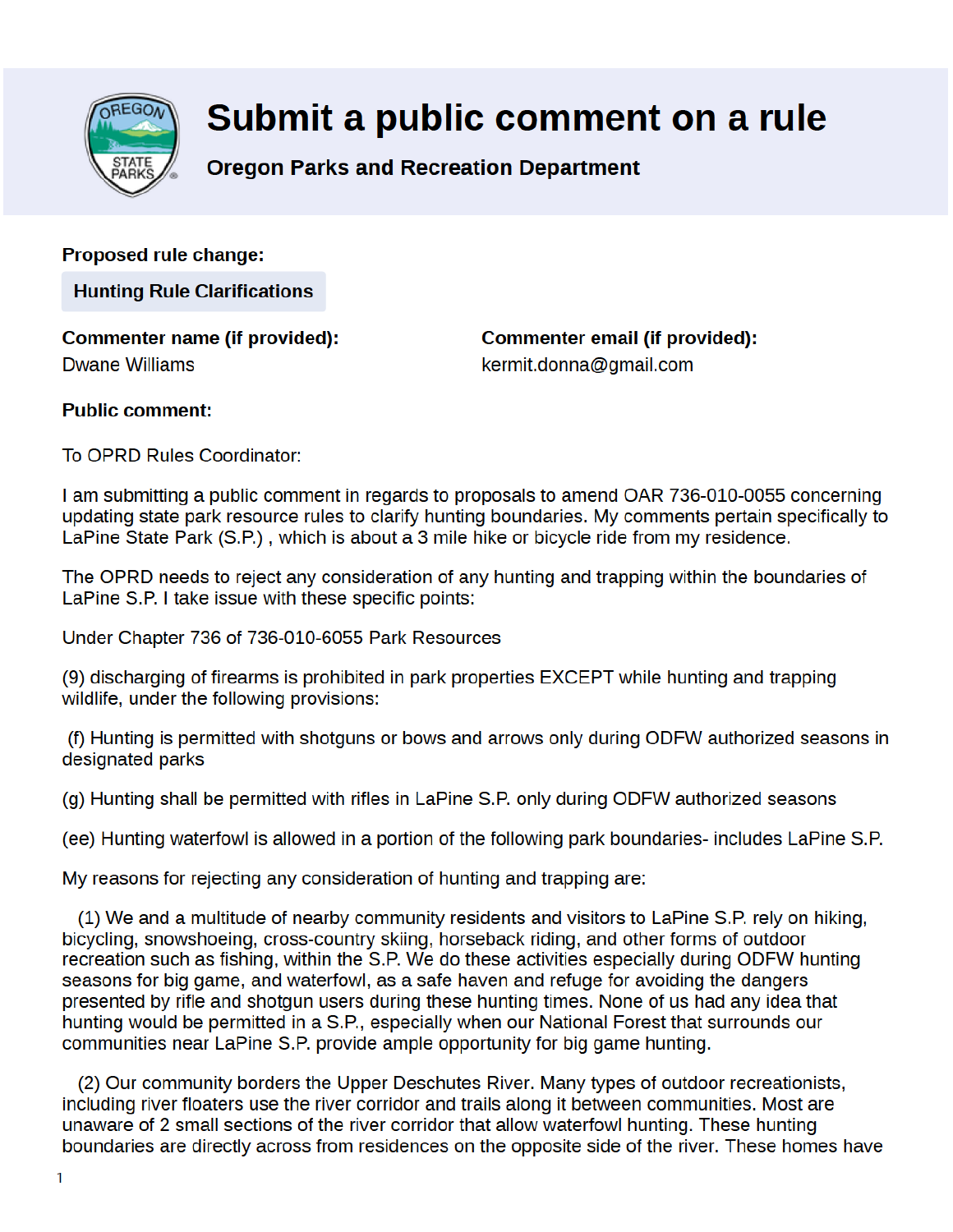# Submit a public comment on a rule

**Oregon Parks and Recreation Department**

**Proposed rule change:**

**Hunting Rule Clarifications**

**Commenter name (if provided):**
Dwane Williams

**Commenter email (if provided):**
kermit.donna@gmail.com

**Public comment:**

To OPRD Rules Coordinator:

I am submitting a public comment in regards to proposals to amend OAR 736-010-0055 concerning updating state park resource rules to clarify hunting boundaries. My comments pertain specifically to LaPine State Park (S.P.) , which is about a 3 mile hike or bicycle ride from my residence.

The OPRD needs to reject any consideration of any hunting and trapping within the boundaries of LaPine S.P. I take issue with these specific points:

Under Chapter 736 of 736-010-6055 Park Resources

(9) discharging of firearms is prohibited in park properties EXCEPT while hunting and trapping wildlife, under the following provisions:

(f) Hunting is permitted with shotguns or bows and arrows only during ODFW authorized seasons in designated parks

(g) Hunting shall be permitted with rifles in LaPine S.P. only during ODFW authorized seasons

(ee) Hunting waterfowl is allowed in a portion of the following park boundaries- includes LaPine S.P.

My reasons for rejecting any consideration of hunting and trapping are:

(1) We and a multitude of nearby community residents and visitors to LaPine S.P. rely on hiking, bicycling, snowshoeing, cross-country skiing, horseback riding, and other forms of outdoor recreation such as fishing, within the S.P. We do these activities especially during ODFW hunting seasons for big game, and waterfowl, as a safe haven and refuge for avoiding the dangers presented by rifle and shotgun users during these hunting times. None of us had any idea that hunting would be permitted in a S.P., especially when our National Forest that surrounds our communities near LaPine S.P. provide ample opportunity for big game hunting.

(2) Our community borders the Upper Deschutes River. Many types of outdoor recreationists, including river floaters use the river corridor and trails along it between communities. Most are unaware of 2 small sections of the river corridor that allow waterfowl hunting. These hunting boundaries are directly across from residences on the opposite side of the river. These homes have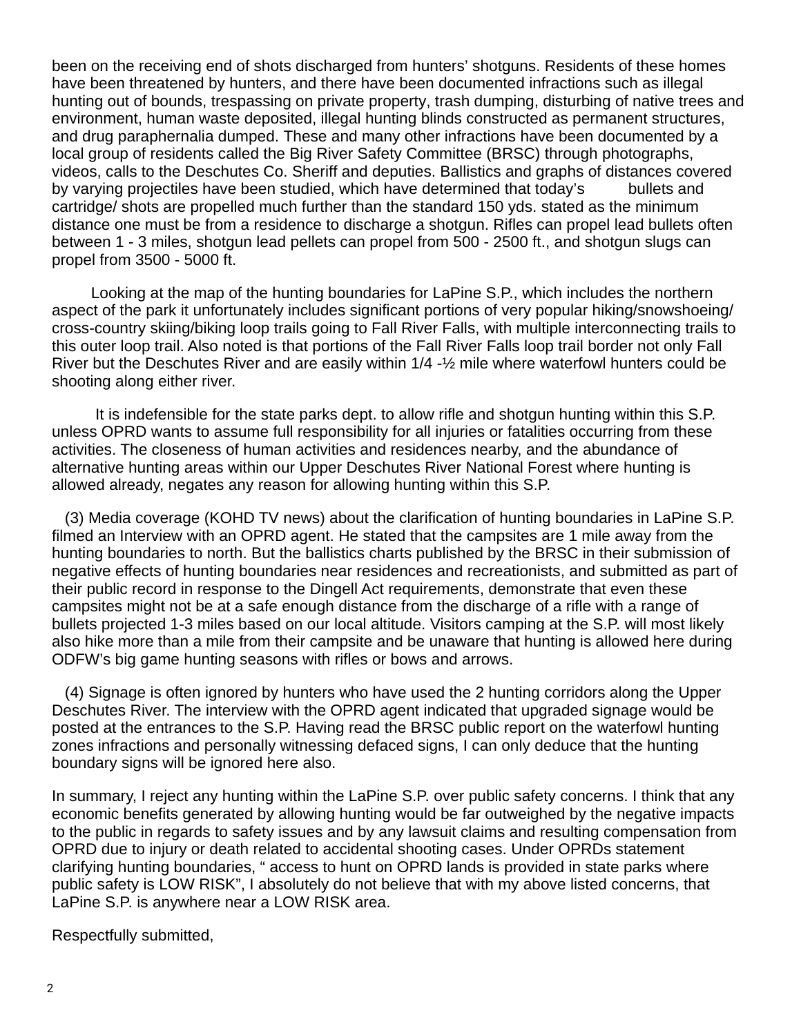been on the receiving end of shots discharged from hunters' shotguns. Residents of these homes have been threatened by hunters, and there have been documented infractions such as illegal hunting out of bounds, trespassing on private property, trash dumping, disturbing of native trees and environment, human waste deposited, illegal hunting blinds constructed as permanent structures, and drug paraphernalia dumped. These and many other infractions have been documented by a local group of residents called the Big River Safety Committee (BRSC) through photographs, videos, calls to the Deschutes Co. Sheriff and deputies. Ballistics and graphs of distances covered by varying projectiles have been studied, which have determined that today's bullets and cartridge/ shots are propelled much further than the standard 150 yds. stated as the minimum distance one must be from a residence to discharge a shotgun. Rifles can propel lead bullets often between 1 - 3 miles, shotgun lead pellets can propel from 500 - 2500 ft., and shotgun slugs can propel from 3500 - 5000 ft.

Looking at the map of the hunting boundaries for LaPine S.P., which includes the northern aspect of the park it unfortunately includes significant portions of very popular hiking/snowshoeing/ cross-country skiing/biking loop trails going to Fall River Falls, with multiple interconnecting trails to this outer loop trail. Also noted is that portions of the Fall River Falls loop trail border not only Fall River but the Deschutes River and are easily within 1/4 -½ mile where waterfowl hunters could be shooting along either river.

It is indefensible for the state parks dept. to allow rifle and shotgun hunting within this S.P. unless OPRD wants to assume full responsibility for all injuries or fatalities occurring from these activities. The closeness of human activities and residences nearby, and the abundance of alternative hunting areas within our Upper Deschutes River National Forest where hunting is allowed already, negates any reason for allowing hunting within this S.P.

(3) Media coverage (KOHD TV news) about the clarification of hunting boundaries in LaPine S.P. filmed an Interview with an OPRD agent. He stated that the campsites are 1 mile away from the hunting boundaries to north. But the ballistics charts published by the BRSC in their submission of negative effects of hunting boundaries near residences and recreationists, and submitted as part of their public record in response to the Dingell Act requirements, demonstrate that even these campsites might not be at a safe enough distance from the discharge of a rifle with a range of bullets projected 1-3 miles based on our local altitude. Visitors camping at the S.P. will most likely also hike more than a mile from their campsite and be unaware that hunting is allowed here during ODFW's big game hunting seasons with rifles or bows and arrows.

(4) Signage is often ignored by hunters who have used the 2 hunting corridors along the Upper Deschutes River. The interview with the OPRD agent indicated that upgraded signage would be posted at the entrances to the S.P. Having read the BRSC public report on the waterfowl hunting zones infractions and personally witnessing defaced signs, I can only deduce that the hunting boundary signs will be ignored here also.

In summary, I reject any hunting within the LaPine S.P. over public safety concerns. I think that any economic benefits generated by allowing hunting would be far outweighed by the negative impacts to the public in regards to safety issues and by any lawsuit claims and resulting compensation from OPRD due to injury or death related to accidental shooting cases. Under OPRDs statement clarifying hunting boundaries, " access to hunt on OPRD lands is provided in state parks where public safety is LOW RISK", I absolutely do not believe that with my above listed concerns, that LaPine S.P. is anywhere near a LOW RISK area.

Respectfully submitted,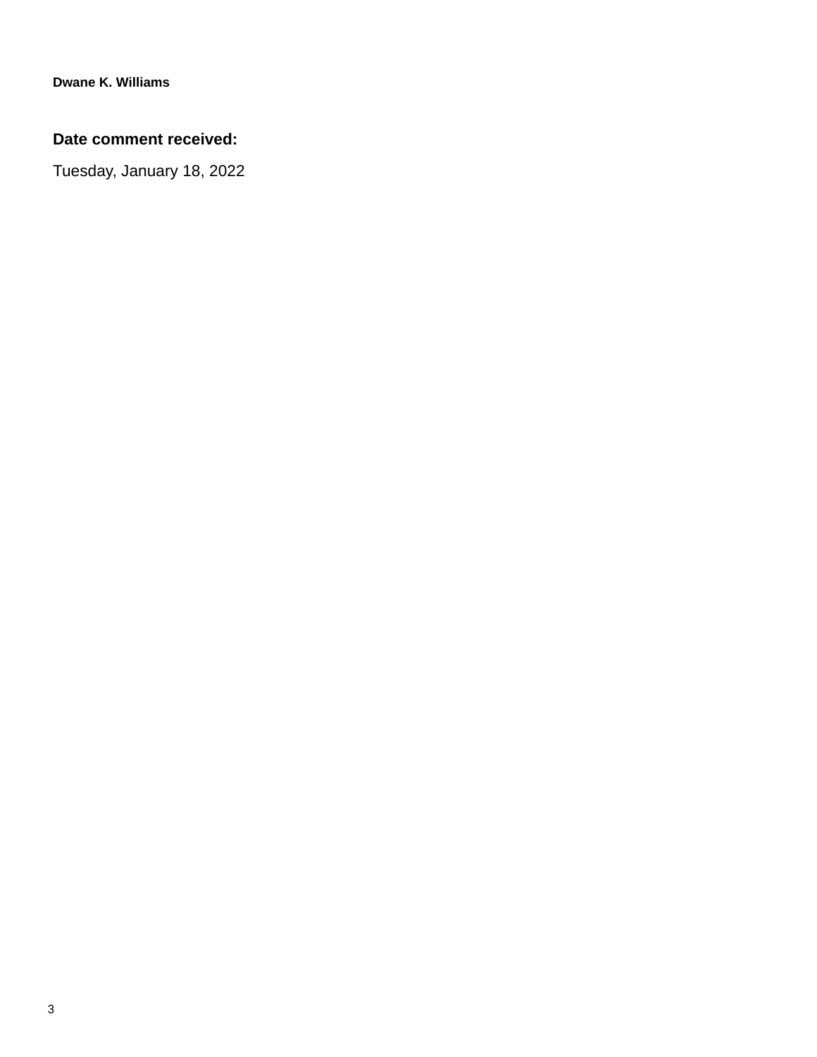**Dwane K. Williams**

**Date comment received:**

Tuesday, January 18, 2022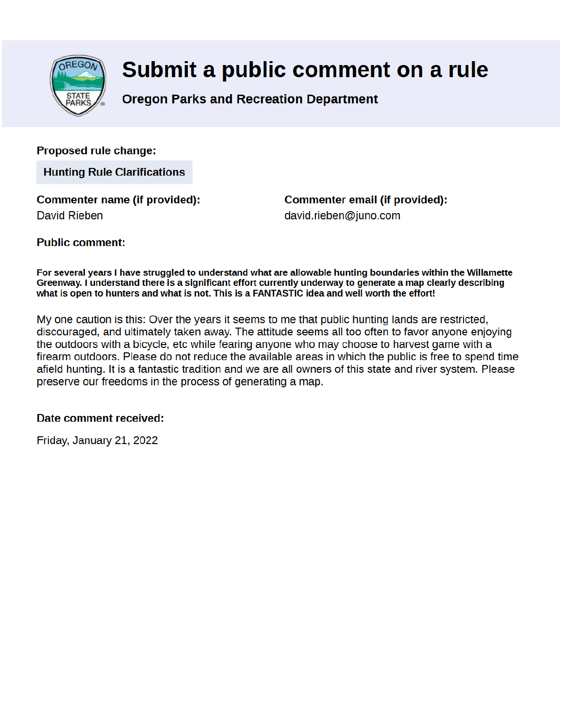# Submit a public comment on a rule

**Oregon Parks and Recreation Department**

**Proposed rule change:**

**Hunting Rule Clarifications**

**Commenter name (if provided):**
David Rieben

**Commenter email (if provided):**
david.rieben@juno.com

**Public comment:**

**For several years I have struggled to understand what are allowable hunting boundaries within the Willamette Greenway. I understand there is a significant effort currently underway to generate a map clearly describing what is open to hunters and what is not. This is a FANTASTIC idea and well worth the effort!**

My one caution is this: Over the years it seems to me that public hunting lands are restricted, discouraged, and ultimately taken away. The attitude seems all too often to favor anyone enjoying the outdoors with a bicycle, etc while fearing anyone who may choose to harvest game with a firearm outdoors. Please do not reduce the available areas in which the public is free to spend time afield hunting. It is a fantastic tradition and we are all owners of this state and river system. Please preserve our freedoms in the process of generating a map.

**Date comment received:**

Friday, January 21, 2022